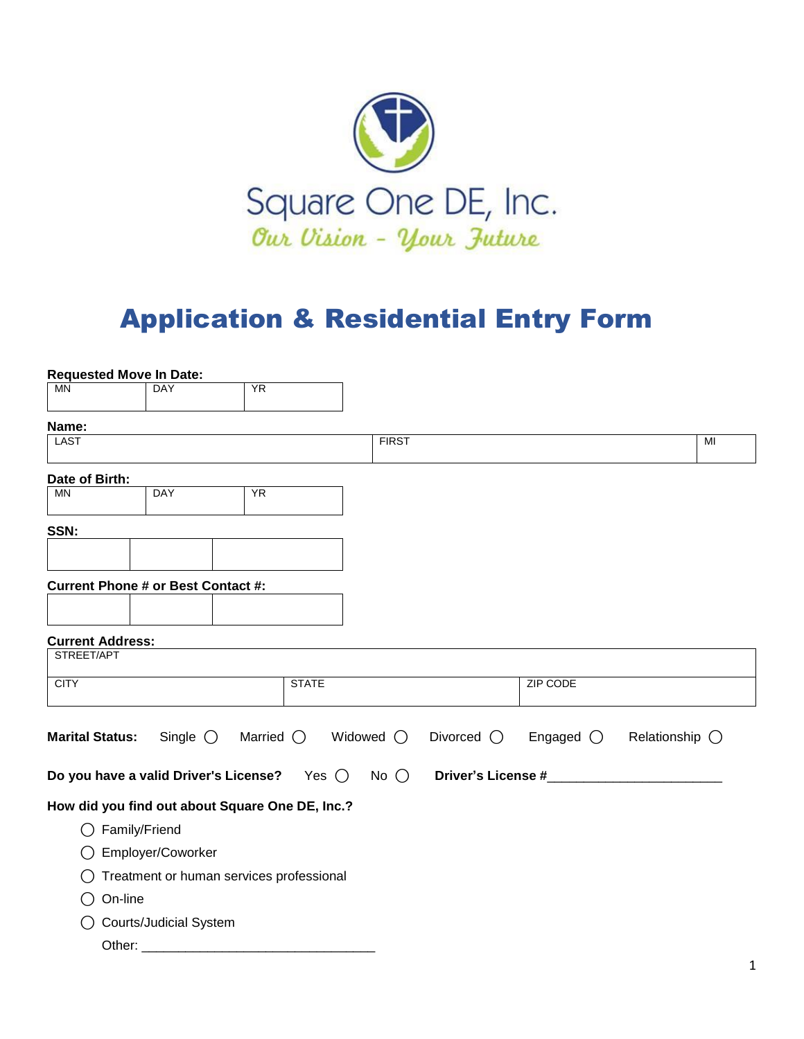Square One DE, Inc.

*Our Vision - Your Future*

# Application & Residential Entry Form

**Requested Move In Date:**

| MN | DAY | YR |
|---|---|---|
| | | |

**Name:**

| LAST | FIRST | MI |
|---|---|---|
| | | |

**Date of Birth:**

| MN | DAY | YR |
|---|---|---|
| | | |

**SSN:**

| | | |
|---|---|---|
| | | |

**Current Phone # or Best Contact #:**

| | | |
|---|---|---|
| | | |

**Current Address:**

| STREET/APT | | |
|---|---|---|
| CITY | STATE | ZIP CODE |

**Marital Status:** Single ◯ Married ◯ Widowed ◯ Divorced ◯ Engaged ◯ Relationship ◯

**Do you have a valid Driver's License?** Yes ◯ No ◯ **Driver's License #**_______________________

**How did you find out about Square One DE, Inc.?**

- ◯ Family/Friend
- ◯ Employer/Coworker
- ◯ Treatment or human services professional
- ◯ On-line
- ◯ Courts/Judicial System

Other: _______________________________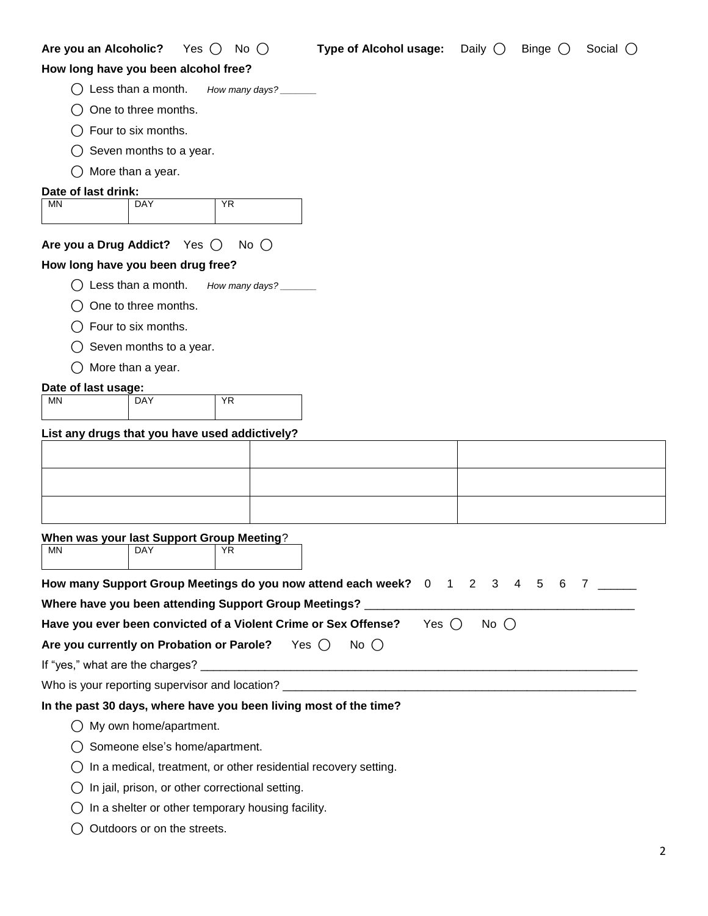**Are you an Alcoholic?** Yes ◯ No ◯ **Type of Alcohol usage:** Daily ◯ Binge ◯ Social ◯

**How long have you been alcohol free?**

- ◯ Less than a month. *How many days? _______*
- ◯ One to three months.
- ◯ Four to six months.
- ◯ Seven months to a year.
- ◯ More than a year.

**Date of last drink:**

| MN | DAY | YR |
|---|---|---|
| | | |

**Are you a Drug Addict?** Yes ◯ No ◯

**How long have you been drug free?**

- ◯ Less than a month. *How many days? _______*
- ◯ One to three months.
- ◯ Four to six months.
- ◯ Seven months to a year.
- ◯ More than a year.

**Date of last usage:**

| MN | DAY | YR |
|---|---|---|
| | | |

**List any drugs that you have used addictively?**

| | | |
|---|---|---|
| | | |
| | | |
| | | |

**When was your last Support Group Meeting**?

| MN | DAY | YR |
|---|---|---|
| | | |

**How many Support Group Meetings do you now attend each week?** 0 1 2 3 4 5 6 7 ______

**Where have you been attending Support Group Meetings?** ______________________________________________

**Have you ever been convicted of a Violent Crime or Sex Offense?** Yes ◯ No ◯

**Are you currently on Probation or Parole?** Yes ◯ No ◯

If "yes," what are the charges? ____________________________________________________________________

Who is your reporting supervisor and location? _______________________________________________________

**In the past 30 days, where have you been living most of the time?**

- ◯ My own home/apartment.
- ◯ Someone else's home/apartment.
- ◯ In a medical, treatment, or other residential recovery setting.
- ◯ In jail, prison, or other correctional setting.
- ◯ In a shelter or other temporary housing facility.
- ◯ Outdoors or on the streets.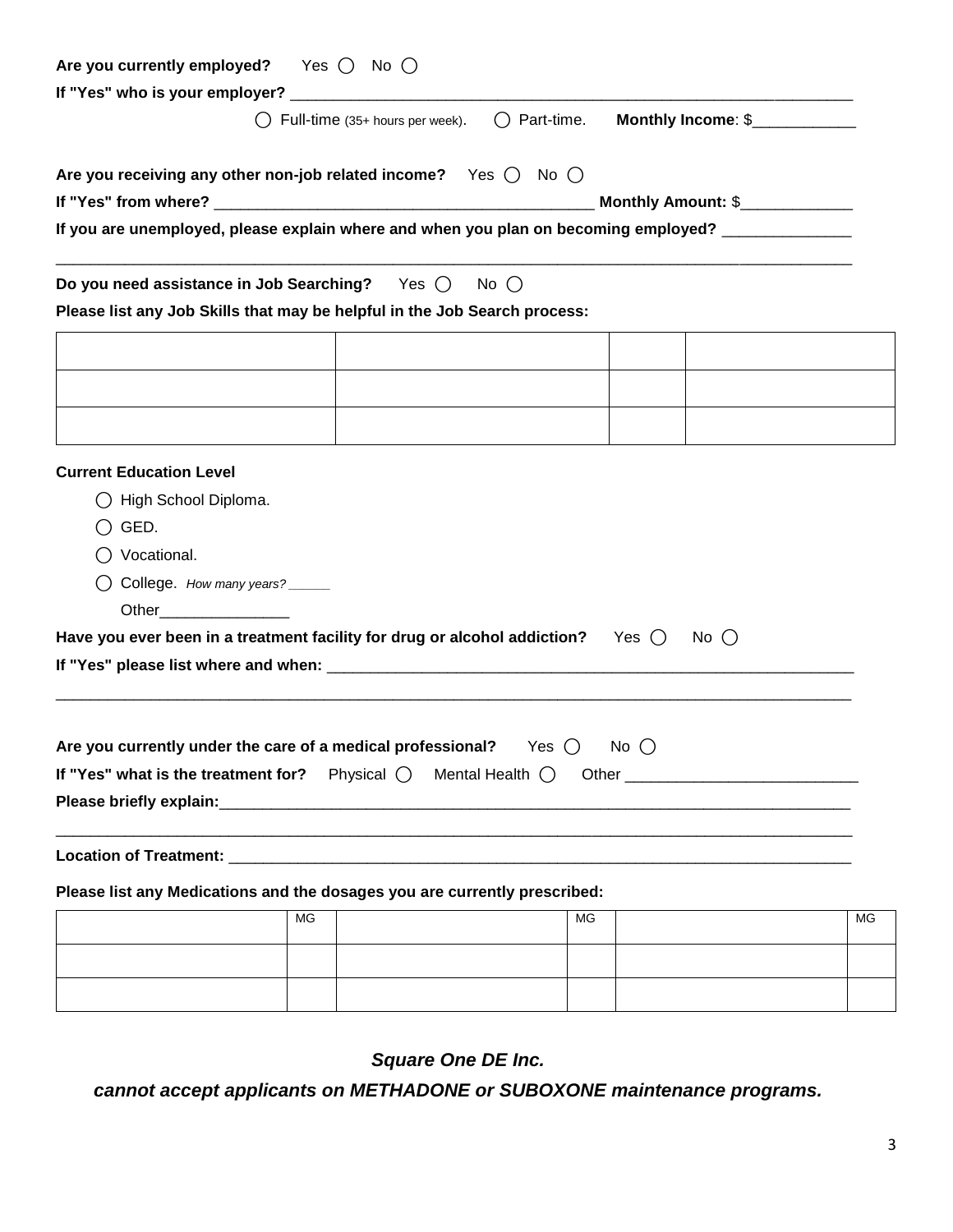**Are you currently employed?** Yes ◯ No ◯

**If "Yes" who is your employer?** ______________________________________________________________

◯ Full-time (35+ hours per week). ◯ Part-time. **Monthly Income**: $____________

**Are you receiving any other non-job related income?** Yes ◯ No ◯

**If "Yes" from where?** _____________________________________________ **Monthly Amount:** $_____________

**If you are unemployed, please explain where and when you plan on becoming employed?** _______________

_____________________________________________________________________________________________

**Do you need assistance in Job Searching?** Yes ◯ No ◯

**Please list any Job Skills that may be helpful in the Job Search process:**

| | | | |
|---|---|---|---|
| | | | |
| | | | |
| | | | |

**Current Education Level**

- ◯ High School Diploma.
- ◯ GED.
- ◯ Vocational.
- ◯ College. *How many years? ______*
- Other________________

**Have you ever been in a treatment facility for drug or alcohol addiction?** Yes ◯ No ◯

**If "Yes" please list where and when:** _______________________________________________________________

_____________________________________________________________________________________________

**Are you currently under the care of a medical professional?** Yes ◯ No ◯

**If "Yes" what is the treatment for?** Physical ◯ Mental Health ◯ Other ___________________________

**Please briefly explain:**_____________________________________________________________________________

_____________________________________________________________________________________________

**Location of Treatment:** ____________________________________________________________________________

**Please list any Medications and the dosages you are currently prescribed:**

| | MG | | MG | | MG |
|---|---|---|---|---|---|
| | | | | | |
| | | | | | |

***Square One DE Inc.***

***cannot accept applicants on METHADONE or SUBOXONE maintenance programs.***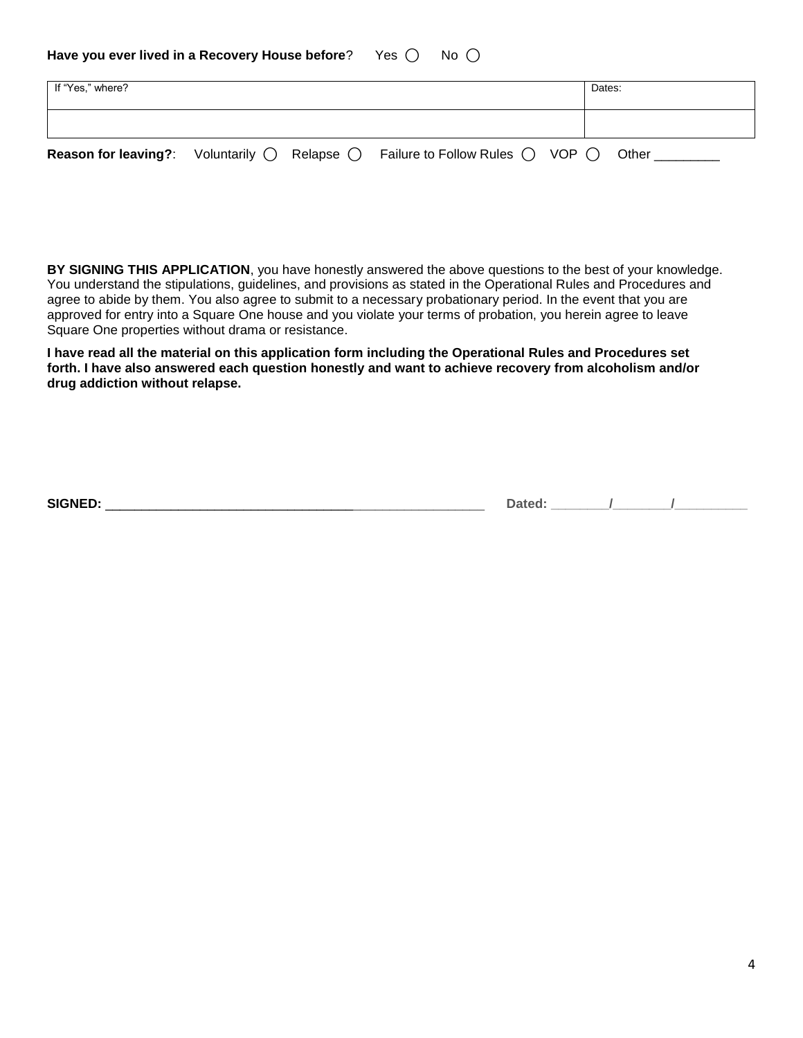**Have you ever lived in a Recovery House before**? Yes ◯ No ◯

| If "Yes," where? | Dates: |
|---|---|
| | |

**Reason for leaving?**: Voluntarily ◯ Relapse ◯ Failure to Follow Rules ◯ VOP ◯ Other _________

**BY SIGNING THIS APPLICATION**, you have honestly answered the above questions to the best of your knowledge. You understand the stipulations, guidelines, and provisions as stated in the Operational Rules and Procedures and agree to abide by them. You also agree to submit to a necessary probationary period. In the event that you are approved for entry into a Square One house and you violate your terms of probation, you herein agree to leave Square One properties without drama or resistance.

**I have read all the material on this application form including the Operational Rules and Procedures set forth. I have also answered each question honestly and want to achieve recovery from alcoholism and/or drug addiction without relapse.**

**SIGNED:** ___________________________________________________ **Dated:** ________/________/__________